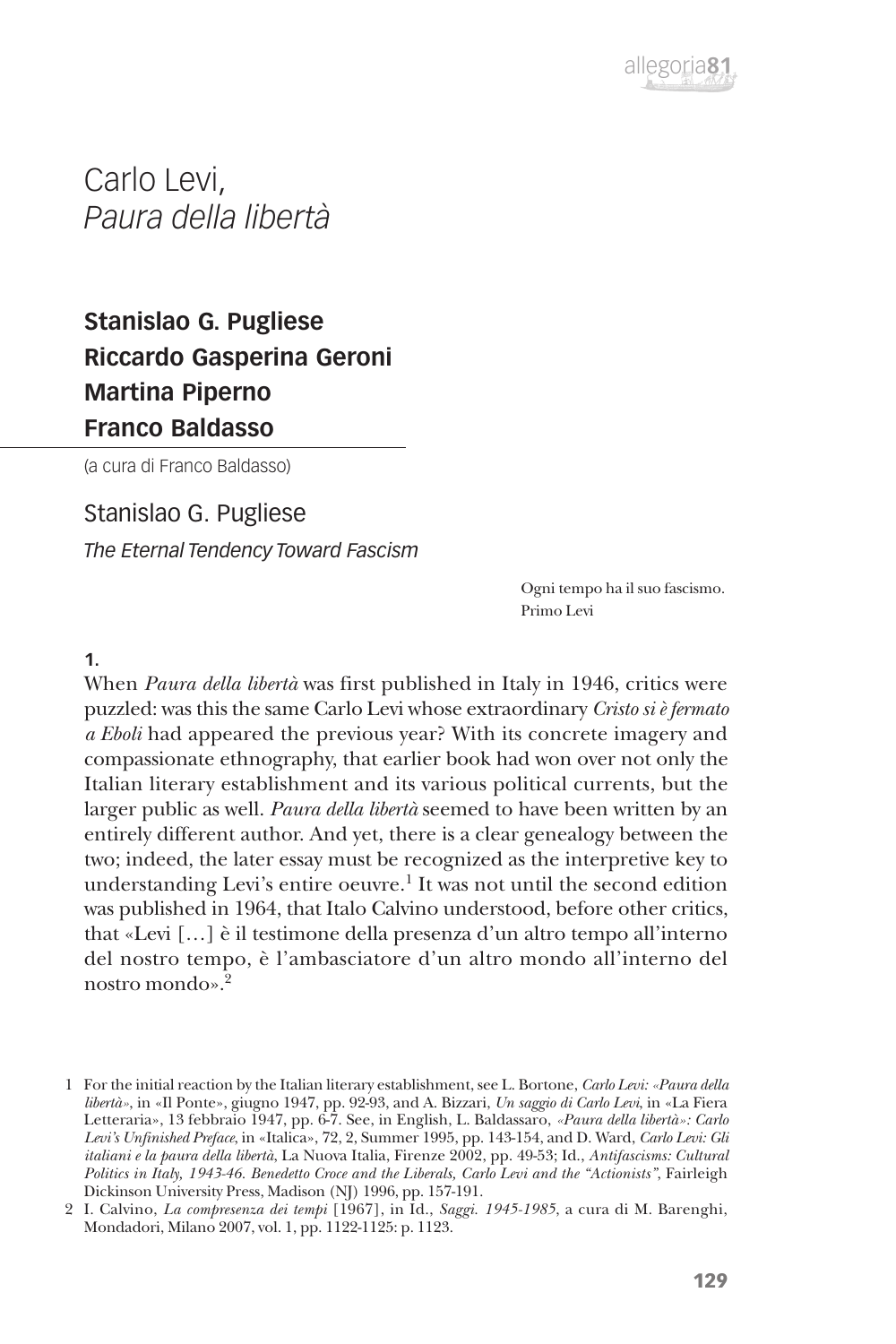# Carlo Levi, *Paura della libertà*

**Stanislao G. Pugliese**
**Riccardo Gasperina Geroni**
**Martina Piperno**
**Franco Baldasso**

(a cura di Franco Baldasso)

## Stanislao G. Pugliese

### *The Eternal Tendency Toward Fascism*

> Ogni tempo ha il suo fascismo.
> Primo Levi

**1.**

When *Paura della libertà* was first published in Italy in 1946, critics were puzzled: was this the same Carlo Levi whose extraordinary *Cristo si è fermato a Eboli* had appeared the previous year? With its concrete imagery and compassionate ethnography, that earlier book had won over not only the Italian literary establishment and its various political currents, but the larger public as well. *Paura della libertà* seemed to have been written by an entirely different author. And yet, there is a clear genealogy between the two; indeed, the later essay must be recognized as the interpretive key to understanding Levi's entire oeuvre.[1] It was not until the second edition was published in 1964, that Italo Calvino understood, before other critics, that «Levi […] è il testimone della presenza d'un altro tempo all'interno del nostro tempo, è l'ambasciatore d'un altro mondo all'interno del nostro mondo».[2]

1 For the initial reaction by the Italian literary establishment, see L. Bortone, *Carlo Levi: «Paura della libertà»*, in «Il Ponte», giugno 1947, pp. 92-93, and A. Bizzari, *Un saggio di Carlo Levi*, in «La Fiera Letteraria», 13 febbraio 1947, pp. 6-7. See, in English, L. Baldassaro, *«Paura della libertà»: Carlo Levi's Unfinished Preface*, in «Italica», 72, 2, Summer 1995, pp. 143-154, and D. Ward, *Carlo Levi: Gli italiani e la paura della libertà*, La Nuova Italia, Firenze 2002, pp. 49-53; Id., *Antifascisms: Cultural Politics in Italy, 1943-46. Benedetto Croce and the Liberals, Carlo Levi and the "Actionists"*, Fairleigh Dickinson University Press, Madison (NJ) 1996, pp. 157-191.

2 I. Calvino, *La compresenza dei tempi* [1967], in Id., *Saggi. 1945-1985*, a cura di M. Barenghi, Mondadori, Milano 2007, vol. 1, pp. 1122-1125: p. 1123.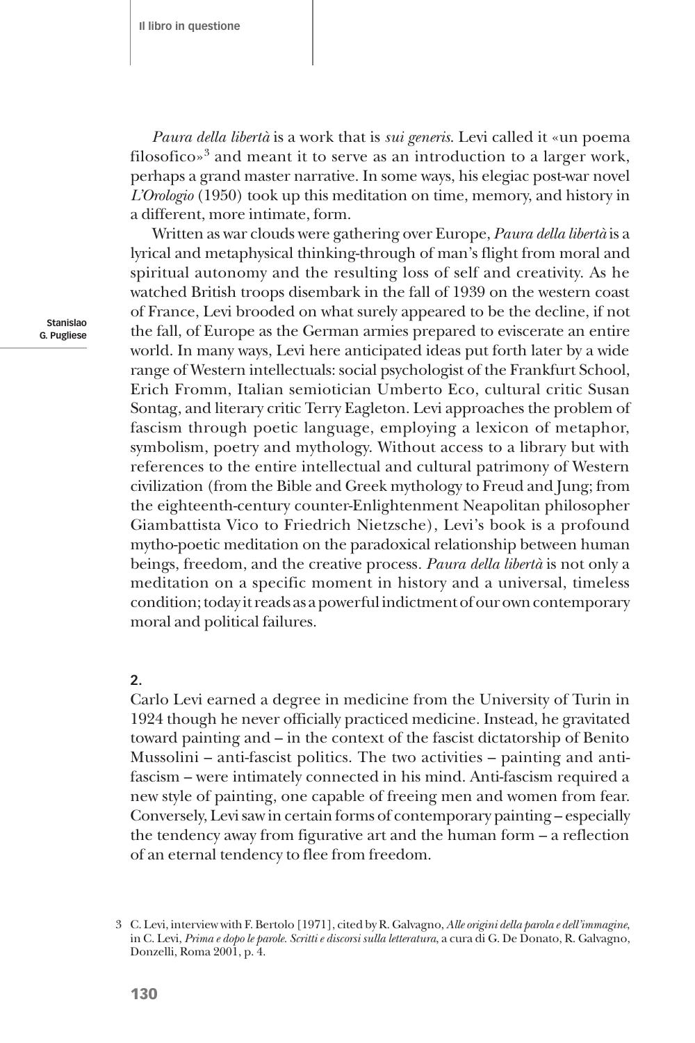*Paura della libertà* is a work that is *sui generis*. Levi called it «un poema filosofico»[3] and meant it to serve as an introduction to a larger work, perhaps a grand master narrative. In some ways, his elegiac post-war novel *L'Orologio* (1950) took up this meditation on time, memory, and history in a different, more intimate, form.

Written as war clouds were gathering over Europe, *Paura della libertà* is a lyrical and metaphysical thinking-through of man's flight from moral and spiritual autonomy and the resulting loss of self and creativity. As he watched British troops disembark in the fall of 1939 on the western coast of France, Levi brooded on what surely appeared to be the decline, if not the fall, of Europe as the German armies prepared to eviscerate an entire world. In many ways, Levi here anticipated ideas put forth later by a wide range of Western intellectuals: social psychologist of the Frankfurt School, Erich Fromm, Italian semiotician Umberto Eco, cultural critic Susan Sontag, and literary critic Terry Eagleton. Levi approaches the problem of fascism through poetic language, employing a lexicon of metaphor, symbolism, poetry and mythology. Without access to a library but with references to the entire intellectual and cultural patrimony of Western civilization (from the Bible and Greek mythology to Freud and Jung; from the eighteenth-century counter-Enlightenment Neapolitan philosopher Giambattista Vico to Friedrich Nietzsche), Levi's book is a profound mytho-poetic meditation on the paradoxical relationship between human beings, freedom, and the creative process. *Paura della libertà* is not only a meditation on a specific moment in history and a universal, timeless condition; today it reads as a powerful indictment of our own contemporary moral and political failures.

**2.**

Carlo Levi earned a degree in medicine from the University of Turin in 1924 though he never officially practiced medicine. Instead, he gravitated toward painting and – in the context of the fascist dictatorship of Benito Mussolini – anti-fascist politics. The two activities – painting and anti-fascism – were intimately connected in his mind. Anti-fascism required a new style of painting, one capable of freeing men and women from fear. Conversely, Levi saw in certain forms of contemporary painting – especially the tendency away from figurative art and the human form – a reflection of an eternal tendency to flee from freedom.

3 C. Levi, interview with F. Bertolo [1971], cited by R. Galvagno, *Alle origini della parola e dell'immagine*, in C. Levi, *Prima e dopo le parole. Scritti e discorsi sulla letteratura*, a cura di G. De Donato, R. Galvagno, Donzelli, Roma 2001, p. 4.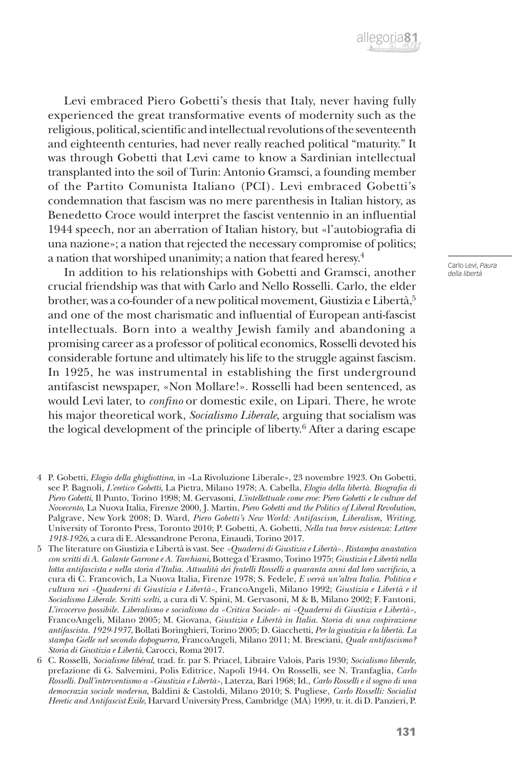Levi embraced Piero Gobetti's thesis that Italy, never having fully experienced the great transformative events of modernity such as the religious, political, scientific and intellectual revolutions of the seventeenth and eighteenth centuries, had never really reached political "maturity." It was through Gobetti that Levi came to know a Sardinian intellectual transplanted into the soil of Turin: Antonio Gramsci, a founding member of the Partito Comunista Italiano (PCI). Levi embraced Gobetti's condemnation that fascism was no mere parenthesis in Italian history, as Benedetto Croce would interpret the fascist ventennio in an influential 1944 speech, nor an aberration of Italian history, but «l'autobiografia di una nazione»; a nation that rejected the necessary compromise of politics; a nation that worshiped unanimity; a nation that feared heresy.[4]

In addition to his relationships with Gobetti and Gramsci, another crucial friendship was that with Carlo and Nello Rosselli. Carlo, the elder brother, was a co-founder of a new political movement, Giustizia e Libertà,[5] and one of the most charismatic and influential of European anti-fascist intellectuals. Born into a wealthy Jewish family and abandoning a promising career as a professor of political economics, Rosselli devoted his considerable fortune and ultimately his life to the struggle against fascism. In 1925, he was instrumental in establishing the first underground antifascist newspaper, «Non Mollare!». Rosselli had been sentenced, as would Levi later, to *confino* or domestic exile, on Lipari. There, he wrote his major theoretical work, *Socialismo Liberale*, arguing that socialism was the logical development of the principle of liberty.[6] After a daring escape

4 P. Gobetti, *Elogio della ghigliottina*, in «La Rivoluzione Liberale», 23 novembre 1923. On Gobetti, see P. Bagnoli, *L'eretico Gobetti*, La Pietra, Milano 1978; A. Cabella, *Elogio della libertà. Biografia di Piero Gobetti*, Il Punto, Torino 1998; M. Gervasoni, *L'intellettuale come eroe: Piero Gobetti e le culture del Novecento*, La Nuova Italia, Firenze 2000, J. Martin, *Piero Gobetti and the Politics of Liberal Revolution*, Palgrave, New York 2008; D. Ward, *Piero Gobetti's New World: Antifascism, Liberalism, Writing*, University of Toronto Press, Toronto 2010; P. Gobetti, A. Gobetti, *Nella tua breve esistenza: Lettere 1918-1926*, a cura di E. Alessandrone Perona, Einaudi, Torino 2017.

5 The literature on Giustizia e Libertà is vast. See *«Quaderni di Giustizia e Libertà». Ristampa anastatica con scritti di A. Galante Garrone e A. Tarchiani*, Bottega d'Erasmo, Torino 1975; *Giustizia e Libertà nella lotta antifascista e nella storia d'Italia. Attualità dei fratelli Rosselli a quaranta anni dal loro sacrificio*, a cura di C. Francovich, La Nuova Italia, Firenze 1978; S. Fedele, *E verrà un'altra Italia. Politica e cultura nei «Quaderni di Giustizia e Libertà»*, FrancoAngeli, Milano 1992; *Giustizia e Libertà e il Socialismo Liberale. Scritti scelti*, a cura di V. Spini, M. Gervasoni, M & B, Milano 2002; F. Fantoni, *L'ircocervo possibile. Liberalismo e socialismo da «Critica Sociale» ai «Quaderni di Giustizia e Libertà»*, FrancoAngeli, Milano 2005; M. Giovana, *Giustizia e Libertà in Italia. Storia di una cospirazione antifascista. 1929-1937*, Bollati Boringhieri, Torino 2005; D. Giacchetti, *Per la giustizia e la libertà. La stampa Gielle nel secondo dopoguerra*, FrancoAngeli, Milano 2011; M. Bresciani, *Quale antifascismo? Storia di Giustizia e Libertà*, Carocci, Roma 2017.

6 C. Rosselli, *Socialisme libéral*, trad. fr. par S. Priacel, Libraire Valois, Paris 1930; *Socialismo liberale*, prefazione di G. Salvemini, Polis Editrice, Napoli 1944. On Rosselli, see N. Tranfaglia, *Carlo Rosselli. Dall'interventismo a «Giustizia e Libertà»*, Laterza, Bari 1968; Id., *Carlo Rosselli e il sogno di una democrazia sociale moderna*, Baldini & Castoldi, Milano 2010; S. Pugliese, *Carlo Rosselli: Socialist Heretic and Antifascist Exile*, Harvard University Press, Cambridge (MA) 1999, tr. it. di D. Panzieri, P.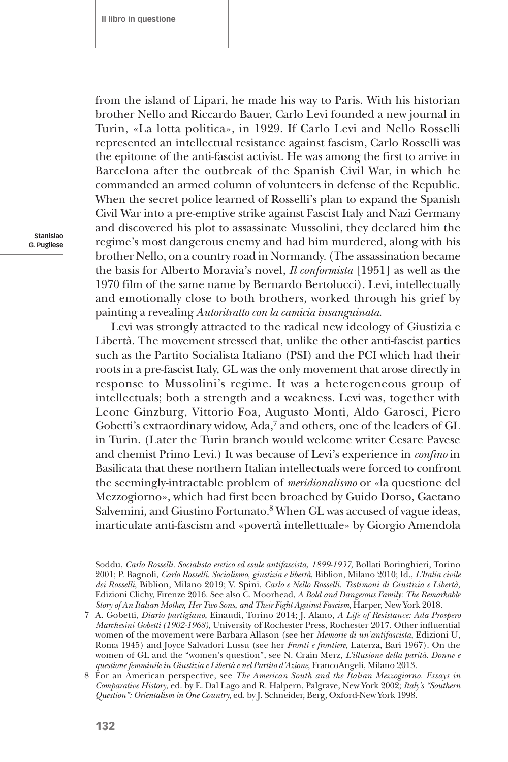from the island of Lipari, he made his way to Paris. With his historian brother Nello and Riccardo Bauer, Carlo Levi founded a new journal in Turin, «La lotta politica», in 1929. If Carlo Levi and Nello Rosselli represented an intellectual resistance against fascism, Carlo Rosselli was the epitome of the anti-fascist activist. He was among the first to arrive in Barcelona after the outbreak of the Spanish Civil War, in which he commanded an armed column of volunteers in defense of the Republic. When the secret police learned of Rosselli's plan to expand the Spanish Civil War into a pre-emptive strike against Fascist Italy and Nazi Germany and discovered his plot to assassinate Mussolini, they declared him the regime's most dangerous enemy and had him murdered, along with his brother Nello, on a country road in Normandy. (The assassination became the basis for Alberto Moravia's novel, *Il conformista* [1951] as well as the 1970 film of the same name by Bernardo Bertolucci). Levi, intellectually and emotionally close to both brothers, worked through his grief by painting a revealing *Autoritratto con la camicia insanguinata*.

Levi was strongly attracted to the radical new ideology of Giustizia e Libertà. The movement stressed that, unlike the other anti-fascist parties such as the Partito Socialista Italiano (PSI) and the PCI which had their roots in a pre-fascist Italy, GL was the only movement that arose directly in response to Mussolini's regime. It was a heterogeneous group of intellectuals; both a strength and a weakness. Levi was, together with Leone Ginzburg, Vittorio Foa, Augusto Monti, Aldo Garosci, Piero Gobetti's extraordinary widow, Ada,[7] and others, one of the leaders of GL in Turin. (Later the Turin branch would welcome writer Cesare Pavese and chemist Primo Levi.) It was because of Levi's experience in *confino* in Basilicata that these northern Italian intellectuals were forced to confront the seemingly-intractable problem of *meridionalismo* or «la questione del Mezzogiorno», which had first been broached by Guido Dorso, Gaetano Salvemini, and Giustino Fortunato.[8] When GL was accused of vague ideas, inarticulate anti-fascism and «povertà intellettuale» by Giorgio Amendola

Soddu, *Carlo Rosselli. Socialista eretico ed esule antifascista, 1899-1937*, Bollati Boringhieri, Torino 2001; P. Bagnoli, *Carlo Rosselli. Socialismo, giustizia e libertà*, Biblion, Milano 2010; Id., *L'Italia civile dei Rosselli*, Biblion, Milano 2019; V. Spini, *Carlo e Nello Rosselli. Testimoni di Giustizia e Libertà*, Edizioni Clichy, Firenze 2016. See also C. Moorhead, *A Bold and Dangerous Family: The Remarkable Story of An Italian Mother, Her Two Sons, and Their Fight Against Fascism*, Harper, New York 2018.

7 A. Gobetti, *Diario partigiano*, Einaudi, Torino 2014; J. Alano, *A Life of Resistance: Ada Prospero Marchesini Gobetti (1902-1968)*, University of Rochester Press, Rochester 2017. Other influential women of the movement were Barbara Allason (see her *Memorie di un'antifascista*, Edizioni U, Roma 1945) and Joyce Salvadori Lussu (see her *Fronti e frontiere*, Laterza, Bari 1967). On the women of GL and the "women's question", see N. Crain Merz, *L'illusione della parità. Donne e questione femminile in Giustizia e Libertà e nel Partito d'Azione*, FrancoAngeli, Milano 2013.

8 For an American perspective, see *The American South and the Italian Mezzogiorno. Essays in Comparative History*, ed. by E. Dal Lago and R. Halpern, Palgrave, New York 2002; *Italy's "Southern Question": Orientalism in One Country*, ed. by J. Schneider, Berg, Oxford-New York 1998.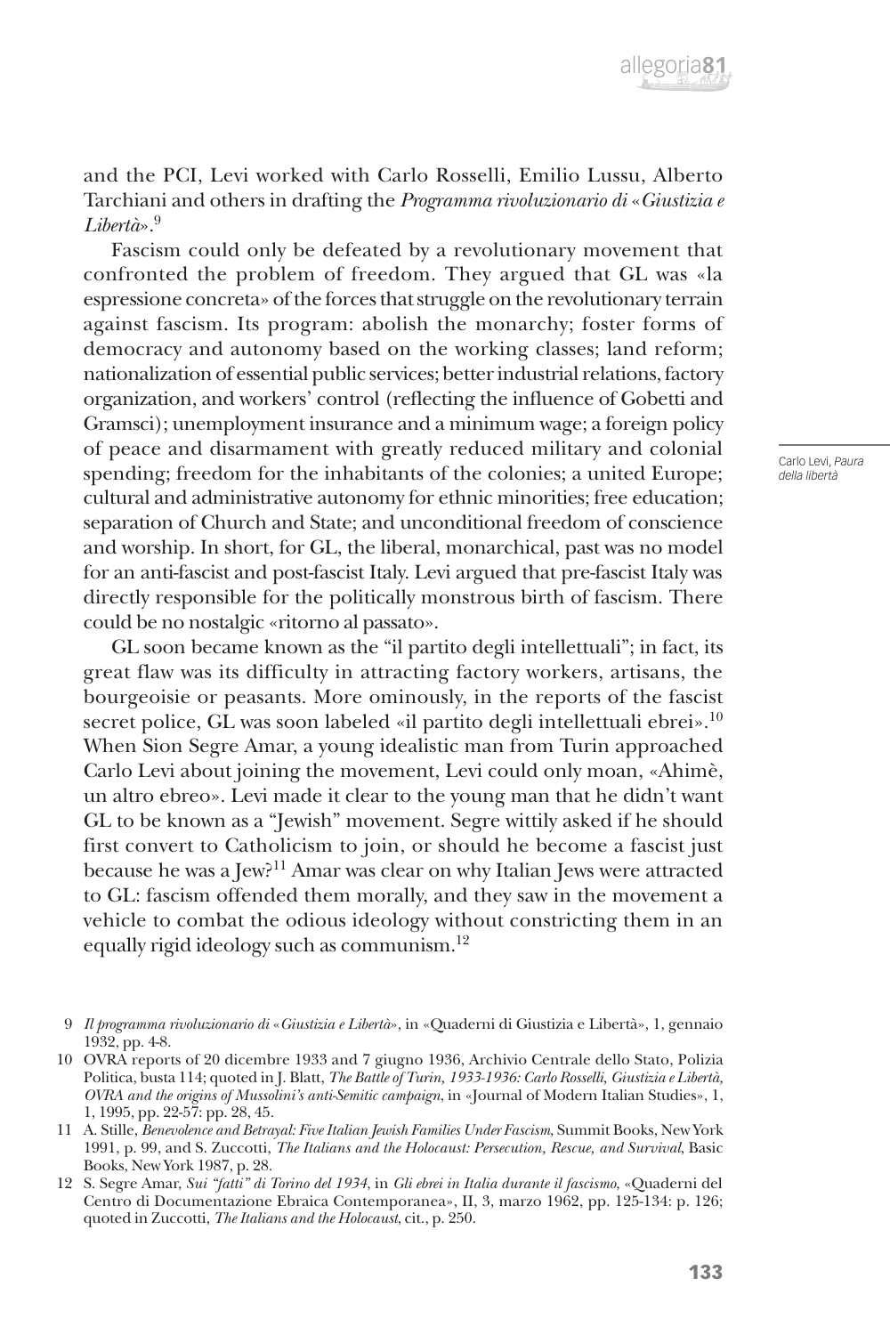and the PCI, Levi worked with Carlo Rosselli, Emilio Lussu, Alberto Tarchiani and others in drafting the *Programma rivoluzionario di «Giustizia e Libertà»*.[9]

Fascism could only be defeated by a revolutionary movement that confronted the problem of freedom. They argued that GL was «la espressione concreta» of the forces that struggle on the revolutionary terrain against fascism. Its program: abolish the monarchy; foster forms of democracy and autonomy based on the working classes; land reform; nationalization of essential public services; better industrial relations, factory organization, and workers' control (reflecting the influence of Gobetti and Gramsci); unemployment insurance and a minimum wage; a foreign policy of peace and disarmament with greatly reduced military and colonial spending; freedom for the inhabitants of the colonies; a united Europe; cultural and administrative autonomy for ethnic minorities; free education; separation of Church and State; and unconditional freedom of conscience and worship. In short, for GL, the liberal, monarchical, past was no model for an anti-fascist and post-fascist Italy. Levi argued that pre-fascist Italy was directly responsible for the politically monstrous birth of fascism. There could be no nostalgic «ritorno al passato».

GL soon became known as the "il partito degli intellettuali"; in fact, its great flaw was its difficulty in attracting factory workers, artisans, the bourgeoisie or peasants. More ominously, in the reports of the fascist secret police, GL was soon labeled «il partito degli intellettuali ebrei».[10] When Sion Segre Amar, a young idealistic man from Turin approached Carlo Levi about joining the movement, Levi could only moan, «Ahimè, un altro ebreo». Levi made it clear to the young man that he didn't want GL to be known as a "Jewish" movement. Segre wittily asked if he should first convert to Catholicism to join, or should he become a fascist just because he was a Jew?[11] Amar was clear on why Italian Jews were attracted to GL: fascism offended them morally, and they saw in the movement a vehicle to combat the odious ideology without constricting them in an equally rigid ideology such as communism.[12]

9 *Il programma rivoluzionario di «Giustizia e Libertà»*, in «Quaderni di Giustizia e Libertà», 1, gennaio 1932, pp. 4-8.

10 OVRA reports of 20 dicembre 1933 and 7 giugno 1936, Archivio Centrale dello Stato, Polizia Politica, busta 114; quoted in J. Blatt, *The Battle of Turin, 1933-1936: Carlo Rosselli, Giustizia e Libertà, OVRA and the origins of Mussolini's anti-Semitic campaign*, in «Journal of Modern Italian Studies», 1, 1, 1995, pp. 22-57: pp. 28, 45.

11 A. Stille, *Benevolence and Betrayal: Five Italian Jewish Families Under Fascism*, Summit Books, New York 1991, p. 99, and S. Zuccotti, *The Italians and the Holocaust: Persecution, Rescue, and Survival*, Basic Books, New York 1987, p. 28.

12 S. Segre Amar, *Sui "fatti" di Torino del 1934*, in *Gli ebrei in Italia durante il fascismo*, «Quaderni del Centro di Documentazione Ebraica Contemporanea», II, 3, marzo 1962, pp. 125-134: p. 126; quoted in Zuccotti, *The Italians and the Holocaust*, cit., p. 250.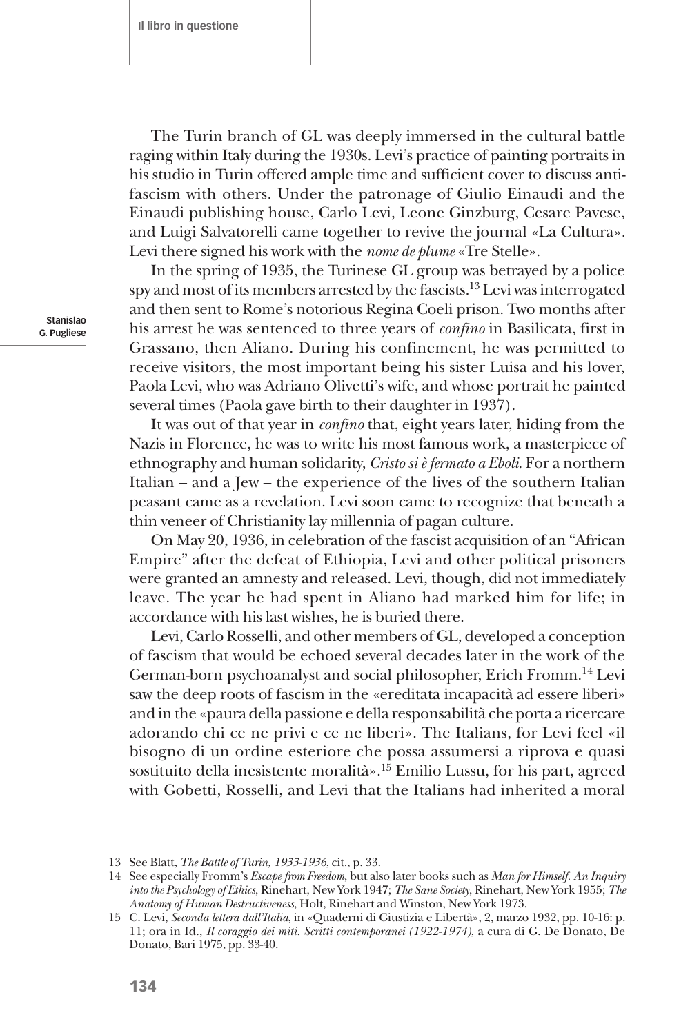The Turin branch of GL was deeply immersed in the cultural battle raging within Italy during the 1930s. Levi's practice of painting portraits in his studio in Turin offered ample time and sufficient cover to discuss anti-fascism with others. Under the patronage of Giulio Einaudi and the Einaudi publishing house, Carlo Levi, Leone Ginzburg, Cesare Pavese, and Luigi Salvatorelli came together to revive the journal «La Cultura». Levi there signed his work with the *nome de plume* «Tre Stelle».

In the spring of 1935, the Turinese GL group was betrayed by a police spy and most of its members arrested by the fascists.[13] Levi was interrogated and then sent to Rome's notorious Regina Coeli prison. Two months after his arrest he was sentenced to three years of *confino* in Basilicata, first in Grassano, then Aliano. During his confinement, he was permitted to receive visitors, the most important being his sister Luisa and his lover, Paola Levi, who was Adriano Olivetti's wife, and whose portrait he painted several times (Paola gave birth to their daughter in 1937).

It was out of that year in *confino* that, eight years later, hiding from the Nazis in Florence, he was to write his most famous work, a masterpiece of ethnography and human solidarity, *Cristo si è fermato a Eboli*. For a northern Italian – and a Jew – the experience of the lives of the southern Italian peasant came as a revelation. Levi soon came to recognize that beneath a thin veneer of Christianity lay millennia of pagan culture.

On May 20, 1936, in celebration of the fascist acquisition of an "African Empire" after the defeat of Ethiopia, Levi and other political prisoners were granted an amnesty and released. Levi, though, did not immediately leave. The year he had spent in Aliano had marked him for life; in accordance with his last wishes, he is buried there.

Levi, Carlo Rosselli, and other members of GL, developed a conception of fascism that would be echoed several decades later in the work of the German-born psychoanalyst and social philosopher, Erich Fromm.[14] Levi saw the deep roots of fascism in the «ereditata incapacità ad essere liberi» and in the «paura della passione e della responsabilità che porta a ricercare adorando chi ce ne privi e ce ne liberi». The Italians, for Levi feel «il bisogno di un ordine esteriore che possa assumersi a riprova e quasi sostituito della inesistente moralità».[15] Emilio Lussu, for his part, agreed with Gobetti, Rosselli, and Levi that the Italians had inherited a moral

---

13 See Blatt, *The Battle of Turin, 1933-1936*, cit., p. 33.

14 See especially Fromm's *Escape from Freedom*, but also later books such as *Man for Himself. An Inquiry into the Psychology of Ethics*, Rinehart, New York 1947; *The Sane Society*, Rinehart, New York 1955; *The Anatomy of Human Destructiveness*, Holt, Rinehart and Winston, New York 1973.

15 C. Levi, *Seconda lettera dall'Italia*, in «Quaderni di Giustizia e Libertà», 2, marzo 1932, pp. 10-16: p. 11; ora in Id., *Il coraggio dei miti. Scritti contemporanei (1922-1974)*, a cura di G. De Donato, De Donato, Bari 1975, pp. 33-40.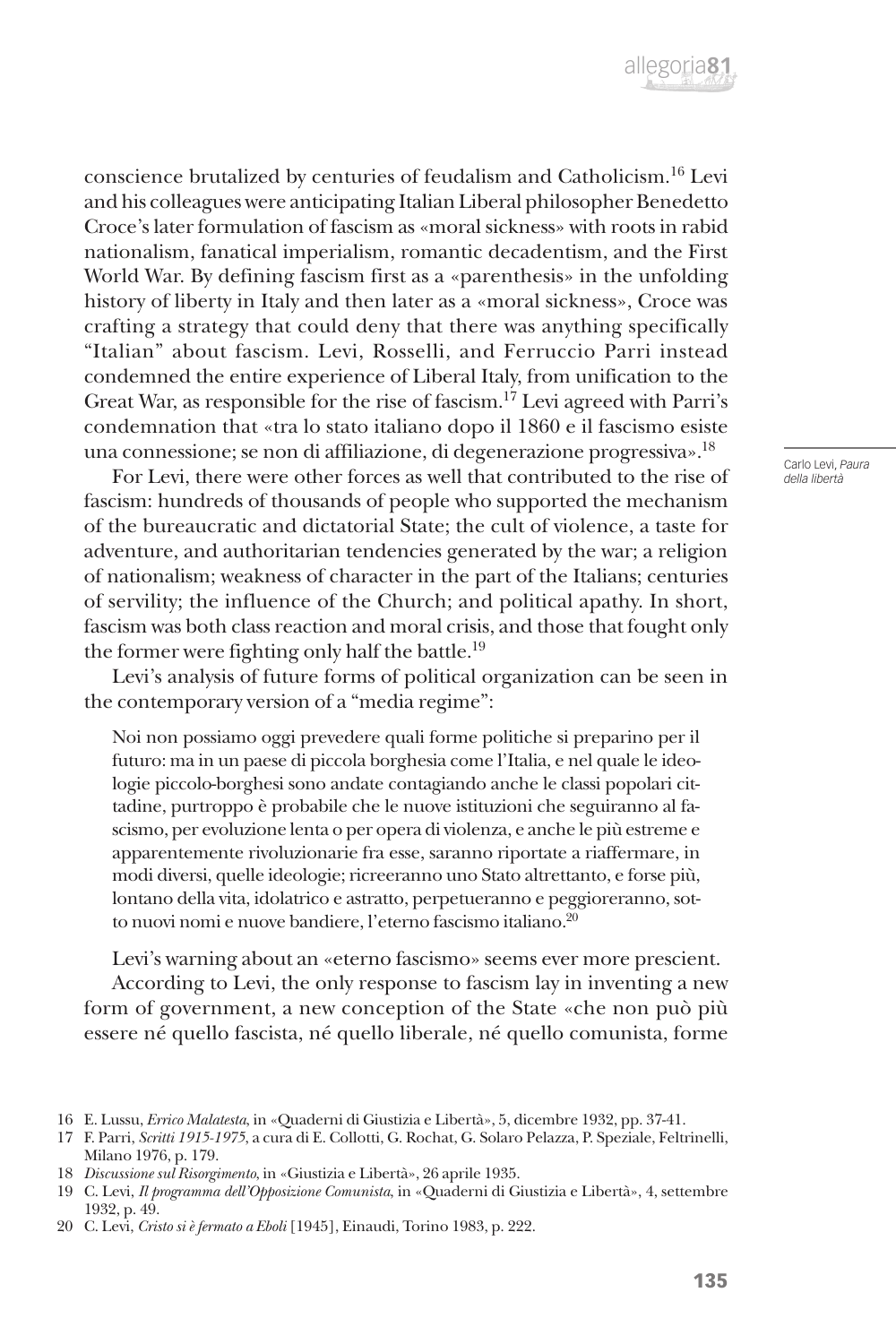conscience brutalized by centuries of feudalism and Catholicism.[16] Levi and his colleagues were anticipating Italian Liberal philosopher Benedetto Croce's later formulation of fascism as «moral sickness» with roots in rabid nationalism, fanatical imperialism, romantic decadentism, and the First World War. By defining fascism first as a «parenthesis» in the unfolding history of liberty in Italy and then later as a «moral sickness», Croce was crafting a strategy that could deny that there was anything specifically "Italian" about fascism. Levi, Rosselli, and Ferruccio Parri instead condemned the entire experience of Liberal Italy, from unification to the Great War, as responsible for the rise of fascism.[17] Levi agreed with Parri's condemnation that «tra lo stato italiano dopo il 1860 e il fascismo esiste una connessione; se non di affiliazione, di degenerazione progressiva».[18]

Carlo Levi, *Paura della libertà*

For Levi, there were other forces as well that contributed to the rise of fascism: hundreds of thousands of people who supported the mechanism of the bureaucratic and dictatorial State; the cult of violence, a taste for adventure, and authoritarian tendencies generated by the war; a religion of nationalism; weakness of character in the part of the Italians; centuries of servility; the influence of the Church; and political apathy. In short, fascism was both class reaction and moral crisis, and those that fought only the former were fighting only half the battle.[19]

Levi's analysis of future forms of political organization can be seen in the contemporary version of a "media regime":

> Noi non possiamo oggi prevedere quali forme politiche si preparino per il futuro: ma in un paese di piccola borghesia come l'Italia, e nel quale le ideologie piccolo-borghesi sono andate contagiando anche le classi popolari cittadine, purtroppo è probabile che le nuove istituzioni che seguiranno al fascismo, per evoluzione lenta o per opera di violenza, e anche le più estreme e apparentemente rivoluzionarie fra esse, saranno riportate a riaffermare, in modi diversi, quelle ideologie; ricreeranno uno Stato altrettanto, e forse più, lontano della vita, idolatrico e astratto, perpetueranno e peggioreranno, sotto nuovi nomi e nuove bandiere, l'eterno fascismo italiano.[20]

Levi's warning about an «eterno fascismo» seems ever more prescient.

According to Levi, the only response to fascism lay in inventing a new form of government, a new conception of the State «che non può più essere né quello fascista, né quello liberale, né quello comunista, forme

---

16 E. Lussu, *Errico Malatesta*, in «Quaderni di Giustizia e Libertà», 5, dicembre 1932, pp. 37-41.

17 F. Parri, *Scritti 1915-1975*, a cura di E. Collotti, G. Rochat, G. Solaro Pelazza, P. Speziale, Feltrinelli, Milano 1976, p. 179.

18 *Discussione sul Risorgimento*, in «Giustizia e Libertà», 26 aprile 1935.

19 C. Levi, *Il programma dell'Opposizione Comunista*, in «Quaderni di Giustizia e Libertà», 4, settembre 1932, p. 49.

20 C. Levi, *Cristo si è fermato a Eboli* [1945], Einaudi, Torino 1983, p. 222.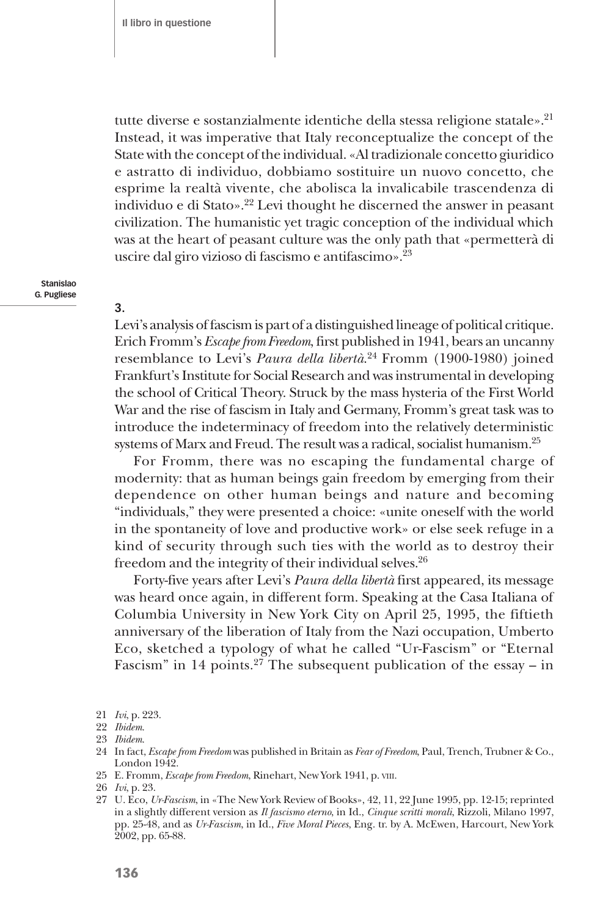tutte diverse e sostanzialmente identiche della stessa religione statale».[21] Instead, it was imperative that Italy reconceptualize the concept of the State with the concept of the individual. «Al tradizionale concetto giuridico e astratto di individuo, dobbiamo sostituire un nuovo concetto, che esprime la realtà vivente, che abolisca la invalicabile trascendenza di individuo e di Stato».[22] Levi thought he discerned the answer in peasant civilization. The humanistic yet tragic conception of the individual which was at the heart of peasant culture was the only path that «permetterà di uscire dal giro vizioso di fascismo e antifascimo».[23]

### 3.

Levi's analysis of fascism is part of a distinguished lineage of political critique. Erich Fromm's *Escape from Freedom*, first published in 1941, bears an uncanny resemblance to Levi's *Paura della libertà*.[24] Fromm (1900-1980) joined Frankfurt's Institute for Social Research and was instrumental in developing the school of Critical Theory. Struck by the mass hysteria of the First World War and the rise of fascism in Italy and Germany, Fromm's great task was to introduce the indeterminacy of freedom into the relatively deterministic systems of Marx and Freud. The result was a radical, socialist humanism.[25]

For Fromm, there was no escaping the fundamental charge of modernity: that as human beings gain freedom by emerging from their dependence on other human beings and nature and becoming "individuals," they were presented a choice: «unite oneself with the world in the spontaneity of love and productive work» or else seek refuge in a kind of security through such ties with the world as to destroy their freedom and the integrity of their individual selves.[26]

Forty-five years after Levi's *Paura della libertà* first appeared, its message was heard once again, in different form. Speaking at the Casa Italiana of Columbia University in New York City on April 25, 1995, the fiftieth anniversary of the liberation of Italy from the Nazi occupation, Umberto Eco, sketched a typology of what he called "Ur-Fascism" or "Eternal Fascism" in 14 points.[27] The subsequent publication of the essay – in

---

21 *Ivi*, p. 223.

22 *Ibidem*.

23 *Ibidem*.

24 In fact, *Escape from Freedom* was published in Britain as *Fear of Freedom*, Paul, Trench, Trubner & Co., London 1942.

25 E. Fromm, *Escape from Freedom*, Rinehart, New York 1941, p. VIII.

26 *Ivi*, p. 23.

27 U. Eco, *Ur-Fascism*, in «The New York Review of Books», 42, 11, 22 June 1995, pp. 12-15; reprinted in a slightly different version as *Il fascismo eterno*, in Id., *Cinque scritti morali*, Rizzoli, Milano 1997, pp. 25-48, and as *Ur-Fascism*, in Id., *Five Moral Pieces*, Eng. tr. by A. McEwen, Harcourt, New York 2002, pp. 65-88.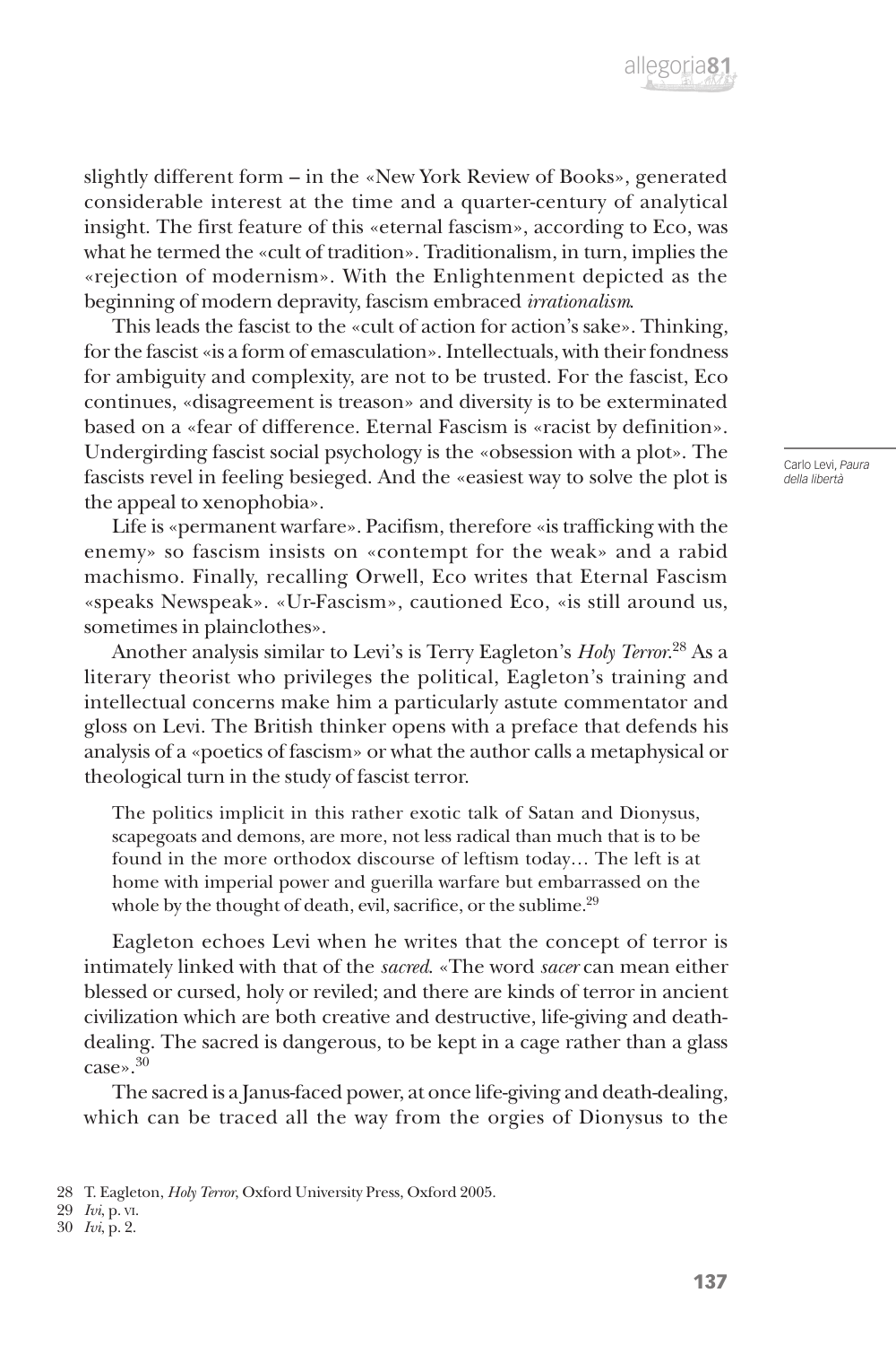slightly different form – in the «New York Review of Books», generated considerable interest at the time and a quarter-century of analytical insight. The first feature of this «eternal fascism», according to Eco, was what he termed the «cult of tradition». Traditionalism, in turn, implies the «rejection of modernism». With the Enlightenment depicted as the beginning of modern depravity, fascism embraced *irrationalism*.

This leads the fascist to the «cult of action for action's sake». Thinking, for the fascist «is a form of emasculation». Intellectuals, with their fondness for ambiguity and complexity, are not to be trusted. For the fascist, Eco continues, «disagreement is treason» and diversity is to be exterminated based on a «fear of difference. Eternal Fascism is «racist by definition». Undergirding fascist social psychology is the «obsession with a plot». The fascists revel in feeling besieged. And the «easiest way to solve the plot is the appeal to xenophobia».

Life is «permanent warfare». Pacifism, therefore «is trafficking with the enemy» so fascism insists on «contempt for the weak» and a rabid machismo. Finally, recalling Orwell, Eco writes that Eternal Fascism «speaks Newspeak». «Ur-Fascism», cautioned Eco, «is still around us, sometimes in plainclothes».

Another analysis similar to Levi's is Terry Eagleton's *Holy Terror*.[28] As a literary theorist who privileges the political, Eagleton's training and intellectual concerns make him a particularly astute commentator and gloss on Levi. The British thinker opens with a preface that defends his analysis of a «poetics of fascism» or what the author calls a metaphysical or theological turn in the study of fascist terror.

> The politics implicit in this rather exotic talk of Satan and Dionysus, scapegoats and demons, are more, not less radical than much that is to be found in the more orthodox discourse of leftism today… The left is at home with imperial power and guerilla warfare but embarrassed on the whole by the thought of death, evil, sacrifice, or the sublime.[29]

Eagleton echoes Levi when he writes that the concept of terror is intimately linked with that of the *sacred*. «The word *sacer* can mean either blessed or cursed, holy or reviled; and there are kinds of terror in ancient civilization which are both creative and destructive, life-giving and death-dealing. The sacred is dangerous, to be kept in a cage rather than a glass case».[30]

The sacred is a Janus-faced power, at once life-giving and death-dealing, which can be traced all the way from the orgies of Dionysus to the

Carlo Levi, *Paura della libertà*

28 T. Eagleton, *Holy Terror*, Oxford University Press, Oxford 2005.

29 *Ivi*, p. VI.

30 *Ivi*, p. 2.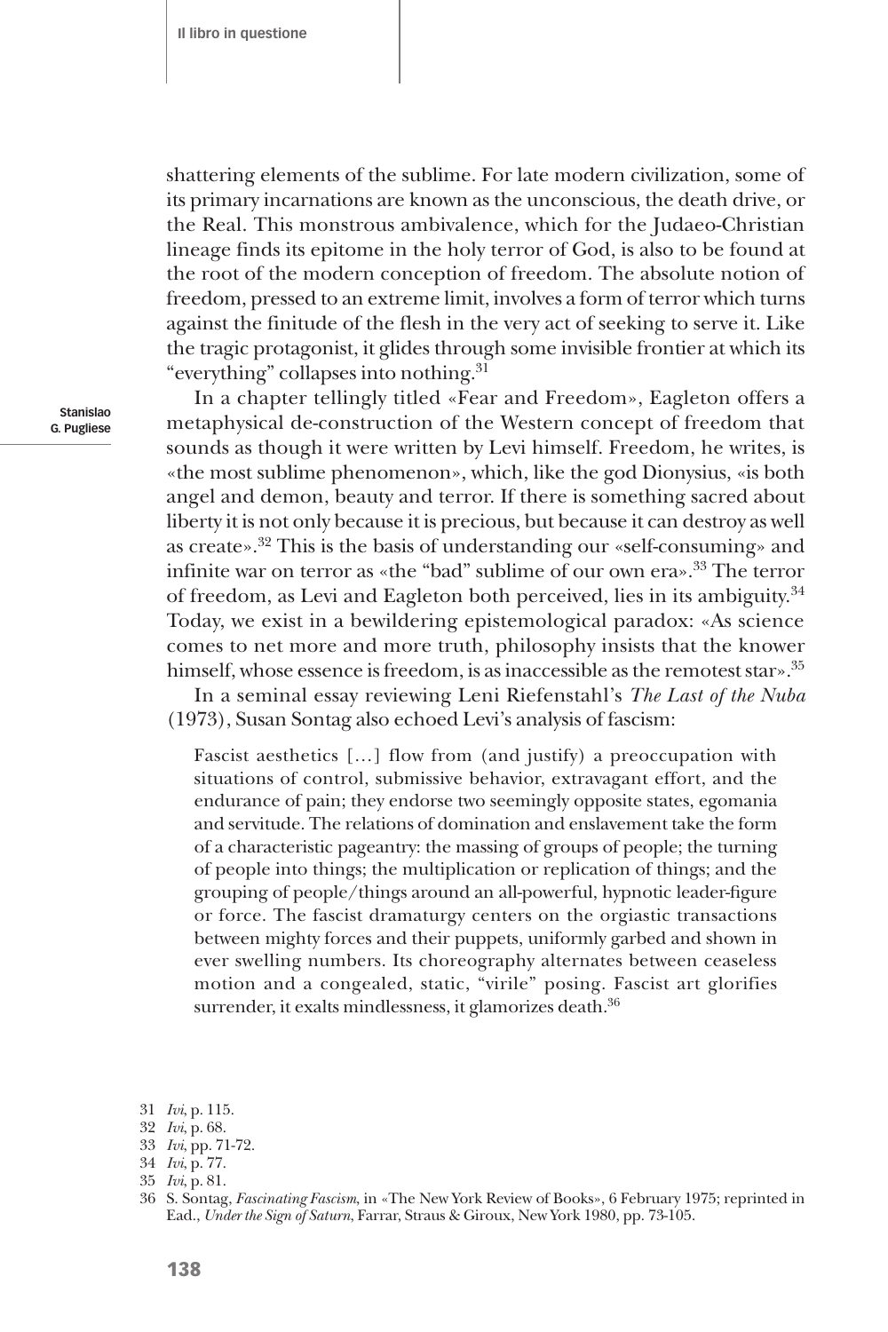shattering elements of the sublime. For late modern civilization, some of its primary incarnations are known as the unconscious, the death drive, or the Real. This monstrous ambivalence, which for the Judaeo-Christian lineage finds its epitome in the holy terror of God, is also to be found at the root of the modern conception of freedom. The absolute notion of freedom, pressed to an extreme limit, involves a form of terror which turns against the finitude of the flesh in the very act of seeking to serve it. Like the tragic protagonist, it glides through some invisible frontier at which its "everything" collapses into nothing.[31]

In a chapter tellingly titled «Fear and Freedom», Eagleton offers a metaphysical de-construction of the Western concept of freedom that sounds as though it were written by Levi himself. Freedom, he writes, is «the most sublime phenomenon», which, like the god Dionysius, «is both angel and demon, beauty and terror. If there is something sacred about liberty it is not only because it is precious, but because it can destroy as well as create».[32] This is the basis of understanding our «self-consuming» and infinite war on terror as «the "bad" sublime of our own era».[33] The terror of freedom, as Levi and Eagleton both perceived, lies in its ambiguity.[34] Today, we exist in a bewildering epistemological paradox: «As science comes to net more and more truth, philosophy insists that the knower himself, whose essence is freedom, is as inaccessible as the remotest star».[35]

In a seminal essay reviewing Leni Riefenstahl's *The Last of the Nuba* (1973), Susan Sontag also echoed Levi's analysis of fascism:

> Fascist aesthetics [...] flow from (and justify) a preoccupation with situations of control, submissive behavior, extravagant effort, and the endurance of pain; they endorse two seemingly opposite states, egomania and servitude. The relations of domination and enslavement take the form of a characteristic pageantry: the massing of groups of people; the turning of people into things; the multiplication or replication of things; and the grouping of people/things around an all-powerful, hypnotic leader-figure or force. The fascist dramaturgy centers on the orgiastic transactions between mighty forces and their puppets, uniformly garbed and shown in ever swelling numbers. Its choreography alternates between ceaseless motion and a congealed, static, "virile" posing. Fascist art glorifies surrender, it exalts mindlessness, it glamorizes death.[36]

---

31 *Ivi*, p. 115.

32 *Ivi*, p. 68.

33 *Ivi*, pp. 71-72.

34 *Ivi*, p. 77.

35 *Ivi*, p. 81.

36 S. Sontag, *Fascinating Fascism*, in «The New York Review of Books», 6 February 1975; reprinted in Ead., *Under the Sign of Saturn*, Farrar, Straus & Giroux, New York 1980, pp. 73-105.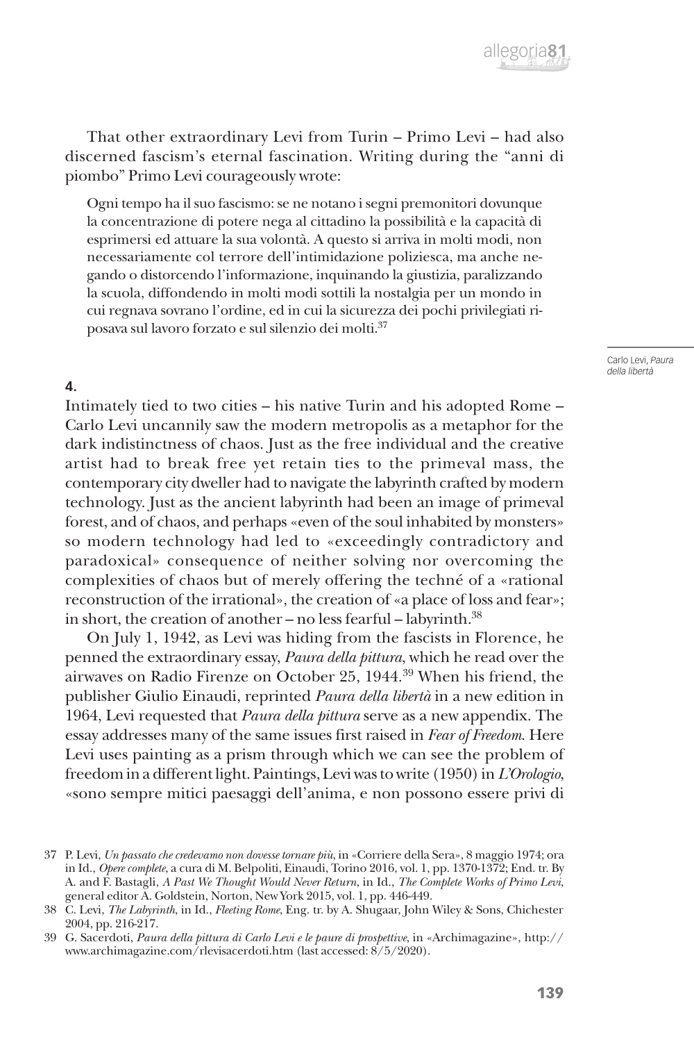That other extraordinary Levi from Turin – Primo Levi – had also discerned fascism's eternal fascination. Writing during the "anni di piombo" Primo Levi courageously wrote:

> Ogni tempo ha il suo fascismo: se ne notano i segni premonitori dovunque la concentrazione di potere nega al cittadino la possibilità e la capacità di esprimersi ed attuare la sua volontà. A questo si arriva in molti modi, non necessariamente col terrore dell'intimidazione poliziesca, ma anche negando o distorcendo l'informazione, inquinando la giustizia, paralizzando la scuola, diffondendo in molti modi sottili la nostalgia per un mondo in cui regnava sovrano l'ordine, ed in cui la sicurezza dei pochi privilegiati riposava sul lavoro forzato e sul silenzio dei molti.[37]

Carlo Levi, *Paura della libertà*

**4.**

Intimately tied to two cities – his native Turin and his adopted Rome – Carlo Levi uncannily saw the modern metropolis as a metaphor for the dark indistinctness of chaos. Just as the free individual and the creative artist had to break free yet retain ties to the primeval mass, the contemporary city dweller had to navigate the labyrinth crafted by modern technology. Just as the ancient labyrinth had been an image of primeval forest, and of chaos, and perhaps «even of the soul inhabited by monsters» so modern technology had led to «exceedingly contradictory and paradoxical» consequence of neither solving nor overcoming the complexities of chaos but of merely offering the techné of a «rational reconstruction of the irrational», the creation of «a place of loss and fear»; in short, the creation of another – no less fearful – labyrinth.[38]

On July 1, 1942, as Levi was hiding from the fascists in Florence, he penned the extraordinary essay, *Paura della pittura*, which he read over the airwaves on Radio Firenze on October 25, 1944.[39] When his friend, the publisher Giulio Einaudi, reprinted *Paura della libertà* in a new edition in 1964, Levi requested that *Paura della pittura* serve as a new appendix. The essay addresses many of the same issues first raised in *Fear of Freedom*. Here Levi uses painting as a prism through which we can see the problem of freedom in a different light. Paintings, Levi was to write (1950) in *L'Orologio*, «sono sempre mitici paesaggi dell'anima, e non possono essere privi di

---

37 P. Levi, *Un passato che credevamo non dovesse tornare più*, in «Corriere della Sera», 8 maggio 1974; ora in Id., *Opere complete*, a cura di M. Belpoliti, Einaudi, Torino 2016, vol. 1, pp. 1370-1372; End. tr. By A. and F. Bastagli, *A Past We Thought Would Never Return*, in Id., *The Complete Works of Primo Levi*, general editor A. Goldstein, Norton, New York 2015, vol. 1, pp. 446-449.

38 C. Levi, *The Labyrinth*, in Id., *Fleeting Rome*, Eng. tr. by A. Shugaar, John Wiley & Sons, Chichester 2004, pp. 216-217.

39 G. Sacerdoti, *Paura della pittura di Carlo Levi e le paure di prospettive*, in «Archimagazine», http://www.archimagazine.com/rlevisacerdoti.htm (last accessed: 8/5/2020).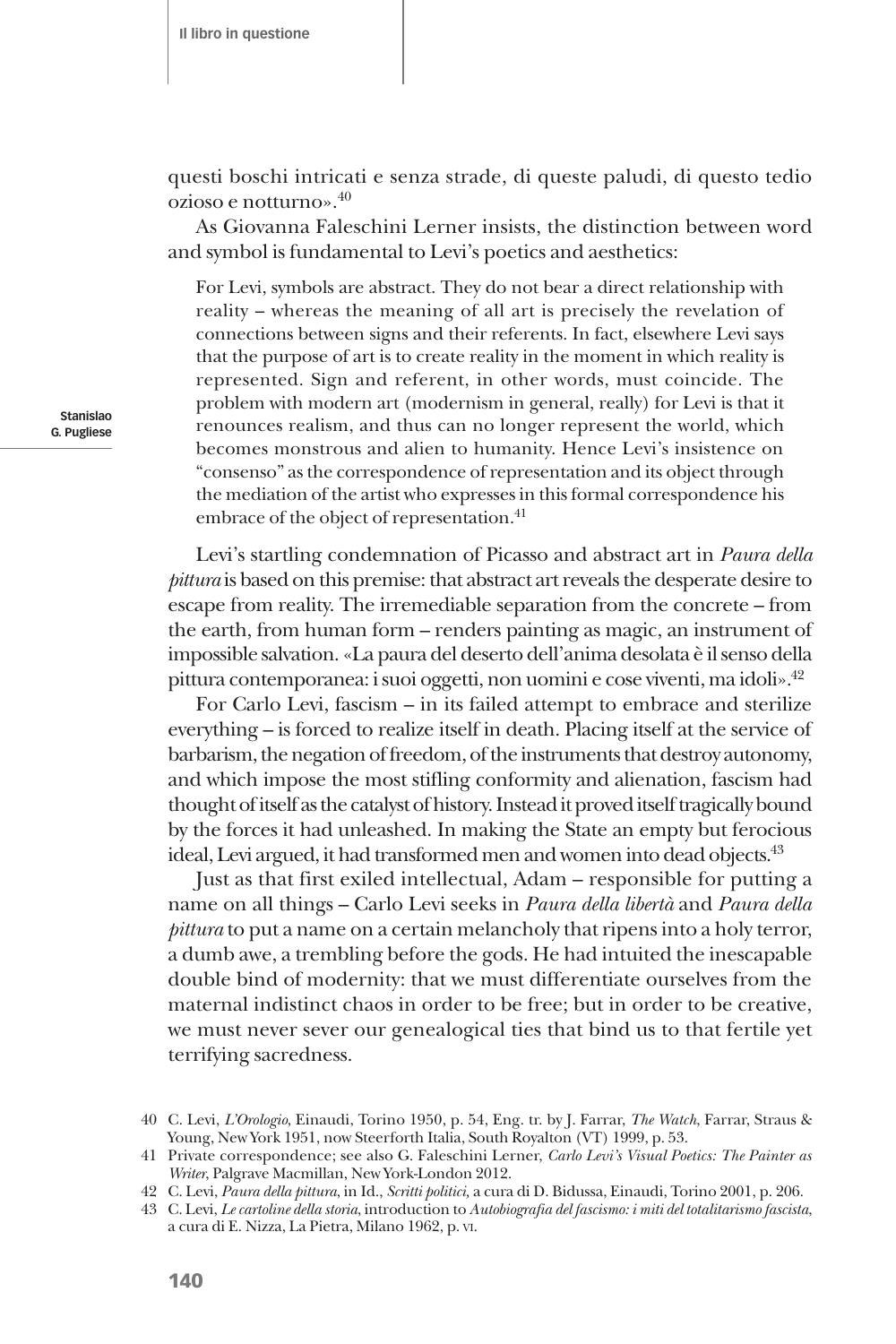questi boschi intricati e senza strade, di queste paludi, di questo tedio ozioso e notturno».[40]

As Giovanna Faleschini Lerner insists, the distinction between word and symbol is fundamental to Levi's poetics and aesthetics:

> For Levi, symbols are abstract. They do not bear a direct relationship with reality – whereas the meaning of all art is precisely the revelation of connections between signs and their referents. In fact, elsewhere Levi says that the purpose of art is to create reality in the moment in which reality is represented. Sign and referent, in other words, must coincide. The problem with modern art (modernism in general, really) for Levi is that it renounces realism, and thus can no longer represent the world, which becomes monstrous and alien to humanity. Hence Levi's insistence on "consenso" as the correspondence of representation and its object through the mediation of the artist who expresses in this formal correspondence his embrace of the object of representation.[41]

Levi's startling condemnation of Picasso and abstract art in *Paura della pittura* is based on this premise: that abstract art reveals the desperate desire to escape from reality. The irremediable separation from the concrete – from the earth, from human form – renders painting as magic, an instrument of impossible salvation. «La paura del deserto dell'anima desolata è il senso della pittura contemporanea: i suoi oggetti, non uomini e cose viventi, ma idoli».[42]

For Carlo Levi, fascism – in its failed attempt to embrace and sterilize everything – is forced to realize itself in death. Placing itself at the service of barbarism, the negation of freedom, of the instruments that destroy autonomy, and which impose the most stifling conformity and alienation, fascism had thought of itself as the catalyst of history. Instead it proved itself tragically bound by the forces it had unleashed. In making the State an empty but ferocious ideal, Levi argued, it had transformed men and women into dead objects.[43]

Just as that first exiled intellectual, Adam – responsible for putting a name on all things – Carlo Levi seeks in *Paura della libertà* and *Paura della pittura* to put a name on a certain melancholy that ripens into a holy terror, a dumb awe, a trembling before the gods. He had intuited the inescapable double bind of modernity: that we must differentiate ourselves from the maternal indistinct chaos in order to be free; but in order to be creative, we must never sever our genealogical ties that bind us to that fertile yet terrifying sacredness.

---

40 C. Levi, *L'Orologio*, Einaudi, Torino 1950, p. 54, Eng. tr. by J. Farrar, *The Watch*, Farrar, Straus & Young, New York 1951, now Steerforth Italia, South Royalton (VT) 1999, p. 53.

41 Private correspondence; see also G. Faleschini Lerner, *Carlo Levi's Visual Poetics: The Painter as Writer*, Palgrave Macmillan, New York-London 2012.

42 C. Levi, *Paura della pittura*, in Id., *Scritti politici*, a cura di D. Bidussa, Einaudi, Torino 2001, p. 206.

43 C. Levi, *Le cartoline della storia*, introduction to *Autobiografia del fascismo: i miti del totalitarismo fascista*, a cura di E. Nizza, La Pietra, Milano 1962, p. VI.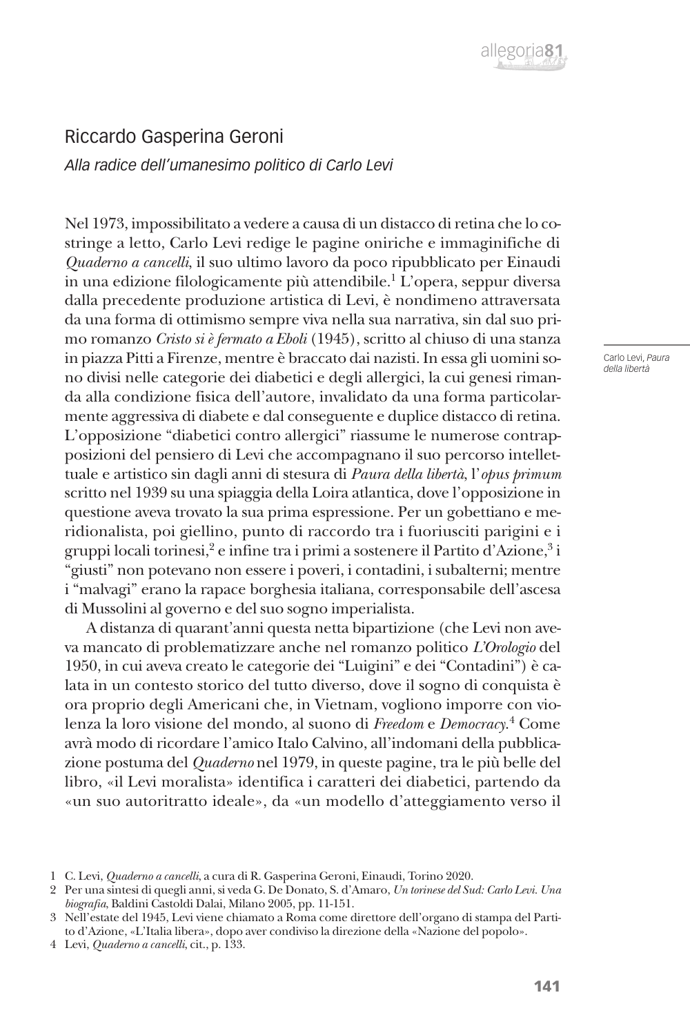## Riccardo Gasperina Geroni

*Alla radice dell'umanesimo politico di Carlo Levi*

Nel 1973, impossibilitato a vedere a causa di un distacco di retina che lo costringe a letto, Carlo Levi redige le pagine oniriche e immaginifiche di *Quaderno a cancelli*, il suo ultimo lavoro da poco ripubblicato per Einaudi in una edizione filologicamente più attendibile.[1] L'opera, seppur diversa dalla precedente produzione artistica di Levi, è nondimeno attraversata da una forma di ottimismo sempre viva nella sua narrativa, sin dal suo primo romanzo *Cristo si è fermato a Eboli* (1945), scritto al chiuso di una stanza in piazza Pitti a Firenze, mentre è braccato dai nazisti. In essa gli uomini sono divisi nelle categorie dei diabetici e degli allergici, la cui genesi rimanda alla condizione fisica dell'autore, invalidato da una forma particolarmente aggressiva di diabete e dal conseguente e duplice distacco di retina. L'opposizione "diabetici contro allergici" riassume le numerose contrapposizioni del pensiero di Levi che accompagnano il suo percorso intellettuale e artistico sin dagli anni di stesura di *Paura della libertà*, l'*opus primum* scritto nel 1939 su una spiaggia della Loira atlantica, dove l'opposizione in questione aveva trovato la sua prima espressione. Per un gobettiano e meridionalista, poi giellino, punto di raccordo tra i fuoriusciti parigini e i gruppi locali torinesi,[2] e infine tra i primi a sostenere il Partito d'Azione,[3] i "giusti" non potevano non essere i poveri, i contadini, i subalterni; mentre i "malvagi" erano la rapace borghesia italiana, corresponsabile dell'ascesa di Mussolini al governo e del suo sogno imperialista.

Carlo Levi, *Paura della libertà*

A distanza di quarant'anni questa netta bipartizione (che Levi non aveva mancato di problematizzare anche nel romanzo politico *L'Orologio* del 1950, in cui aveva creato le categorie dei "Luigini" e dei "Contadini") è calata in un contesto storico del tutto diverso, dove il sogno di conquista è ora proprio degli Americani che, in Vietnam, vogliono imporre con violenza la loro visione del mondo, al suono di *Freedom* e *Democracy*.[4] Come avrà modo di ricordare l'amico Italo Calvino, all'indomani della pubblicazione postuma del *Quaderno* nel 1979, in queste pagine, tra le più belle del libro, «il Levi moralista» identifica i caratteri dei diabetici, partendo da «un suo autoritratto ideale», da «un modello d'atteggiamento verso il

---

1 C. Levi, *Quaderno a cancelli*, a cura di R. Gasperina Geroni, Einaudi, Torino 2020.

2 Per una sintesi di quegli anni, si veda G. De Donato, S. d'Amaro, *Un torinese del Sud: Carlo Levi. Una biografia*, Baldini Castoldi Dalai, Milano 2005, pp. 11-151.

3 Nell'estate del 1945, Levi viene chiamato a Roma come direttore dell'organo di stampa del Partito d'Azione, «L'Italia libera», dopo aver condiviso la direzione della «Nazione del popolo».

4 Levi, *Quaderno a cancelli*, cit., p. 133.